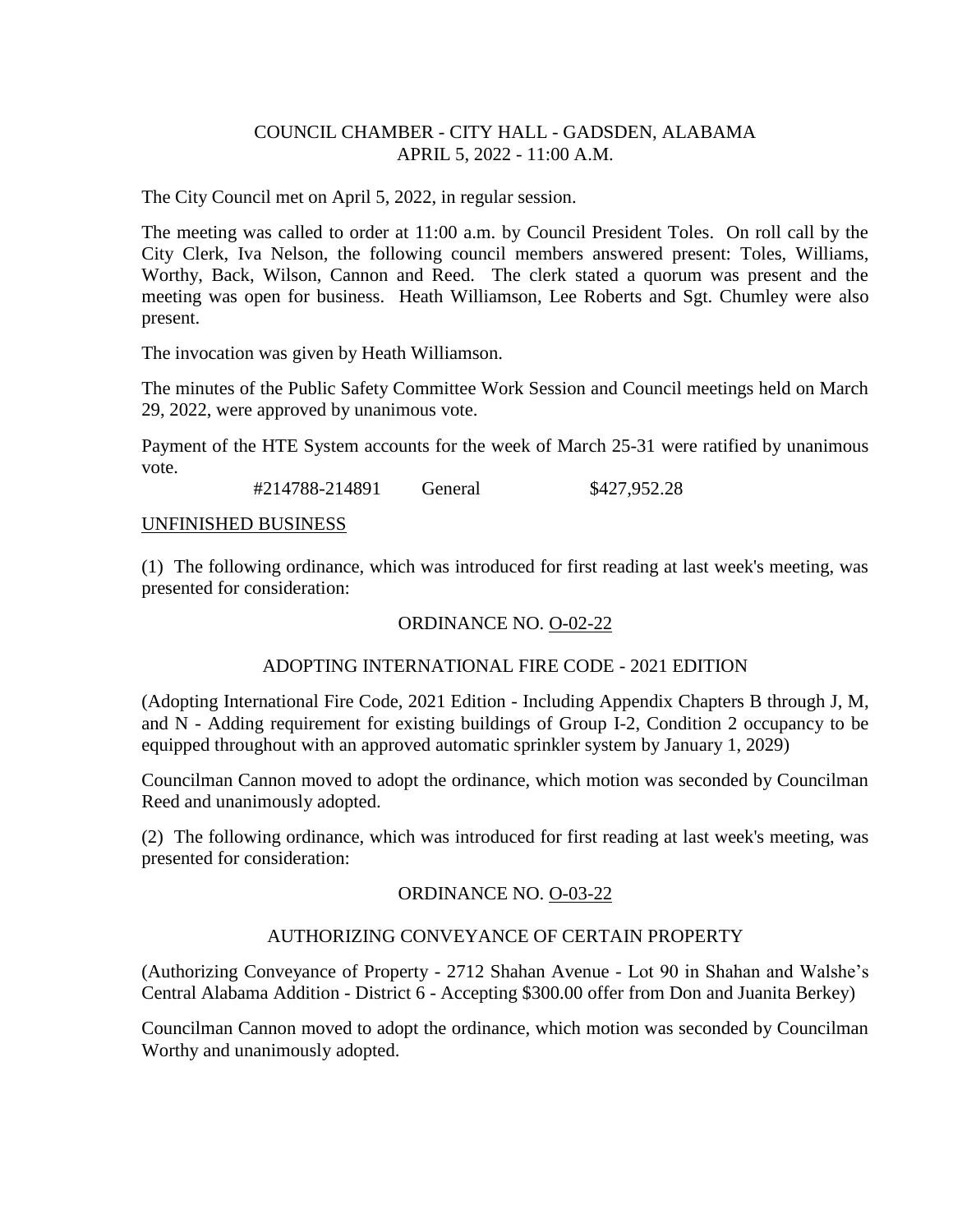COUNCIL CHAMBER - CITY HALL - GADSDEN, ALABAMA
APRIL 5, 2022 - 11:00 A.M.

The City Council met on April 5, 2022, in regular session.

The meeting was called to order at 11:00 a.m. by Council President Toles. On roll call by the City Clerk, Iva Nelson, the following council members answered present: Toles, Williams, Worthy, Back, Wilson, Cannon and Reed. The clerk stated a quorum was present and the meeting was open for business. Heath Williamson, Lee Roberts and Sgt. Chumley were also present.

The invocation was given by Heath Williamson.

The minutes of the Public Safety Committee Work Session and Council meetings held on March 29, 2022, were approved by unanimous vote.

Payment of the HTE System accounts for the week of March 25-31 were ratified by unanimous vote.

#214788-214891 General $427,952.28

UNFINISHED BUSINESS

(1) The following ordinance, which was introduced for first reading at last week's meeting, was presented for consideration:

ORDINANCE NO. O-02-22

ADOPTING INTERNATIONAL FIRE CODE - 2021 EDITION

(Adopting International Fire Code, 2021 Edition - Including Appendix Chapters B through J, M, and N - Adding requirement for existing buildings of Group I-2, Condition 2 occupancy to be equipped throughout with an approved automatic sprinkler system by January 1, 2029)

Councilman Cannon moved to adopt the ordinance, which motion was seconded by Councilman Reed and unanimously adopted.

(2) The following ordinance, which was introduced for first reading at last week's meeting, was presented for consideration:

ORDINANCE NO. O-03-22

AUTHORIZING CONVEYANCE OF CERTAIN PROPERTY

(Authorizing Conveyance of Property - 2712 Shahan Avenue - Lot 90 in Shahan and Walshe's Central Alabama Addition - District 6 - Accepting $300.00 offer from Don and Juanita Berkey)

Councilman Cannon moved to adopt the ordinance, which motion was seconded by Councilman Worthy and unanimously adopted.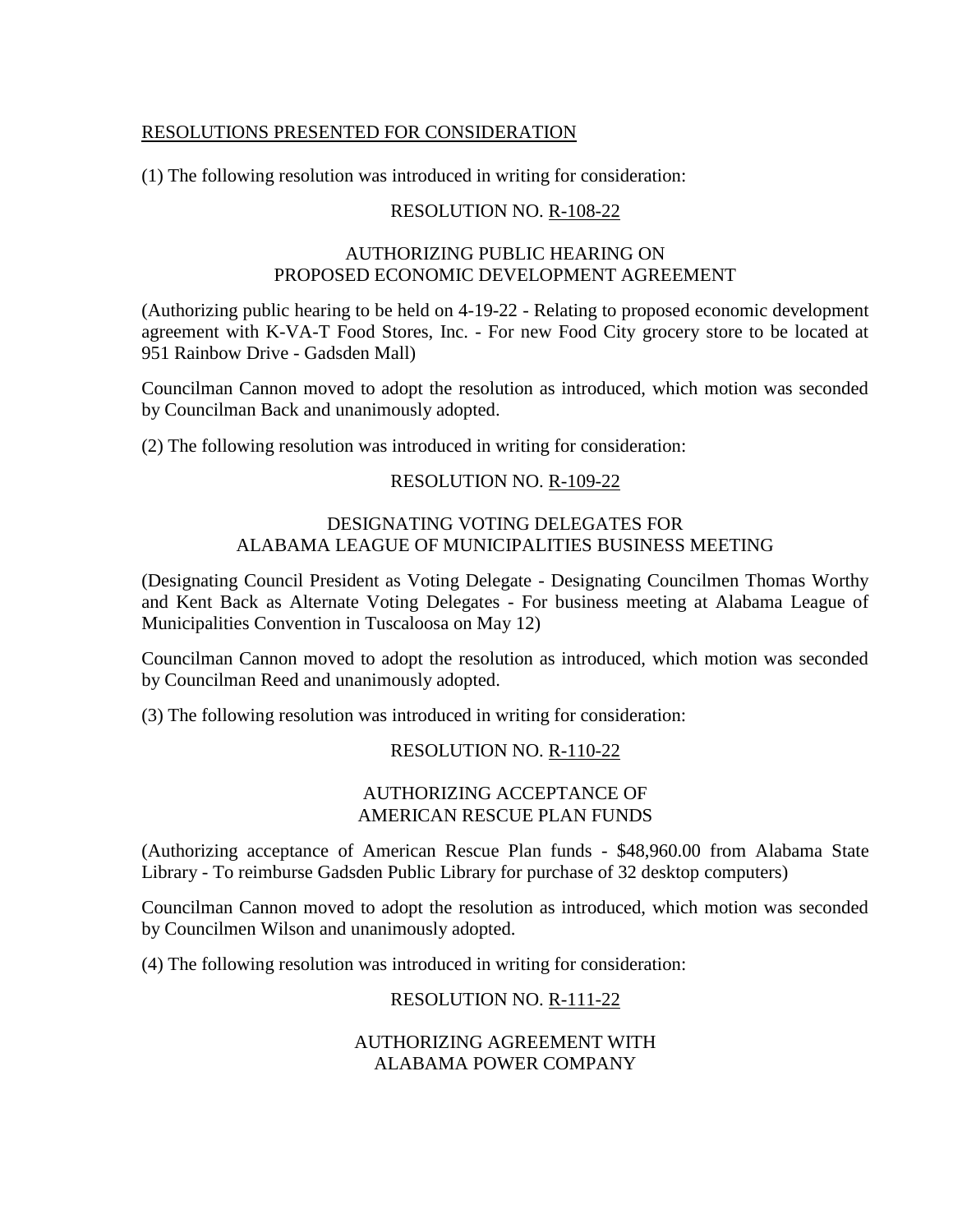RESOLUTIONS PRESENTED FOR CONSIDERATION

(1) The following resolution was introduced in writing for consideration:

RESOLUTION NO. R-108-22

AUTHORIZING PUBLIC HEARING ON
PROPOSED ECONOMIC DEVELOPMENT AGREEMENT

(Authorizing public hearing to be held on 4-19-22 - Relating to proposed economic development agreement with K-VA-T Food Stores, Inc. - For new Food City grocery store to be located at 951 Rainbow Drive - Gadsden Mall)

Councilman Cannon moved to adopt the resolution as introduced, which motion was seconded by Councilman Back and unanimously adopted.

(2) The following resolution was introduced in writing for consideration:

RESOLUTION NO. R-109-22

DESIGNATING VOTING DELEGATES FOR
ALABAMA LEAGUE OF MUNICIPALITIES BUSINESS MEETING

(Designating Council President as Voting Delegate - Designating Councilmen Thomas Worthy and Kent Back as Alternate Voting Delegates - For business meeting at Alabama League of Municipalities Convention in Tuscaloosa on May 12)

Councilman Cannon moved to adopt the resolution as introduced, which motion was seconded by Councilman Reed and unanimously adopted.

(3) The following resolution was introduced in writing for consideration:

RESOLUTION NO. R-110-22

AUTHORIZING ACCEPTANCE OF
AMERICAN RESCUE PLAN FUNDS

(Authorizing acceptance of American Rescue Plan funds - $48,960.00 from Alabama State Library - To reimburse Gadsden Public Library for purchase of 32 desktop computers)

Councilman Cannon moved to adopt the resolution as introduced, which motion was seconded by Councilmen Wilson and unanimously adopted.

(4) The following resolution was introduced in writing for consideration:

RESOLUTION NO. R-111-22

AUTHORIZING AGREEMENT WITH
ALABAMA POWER COMPANY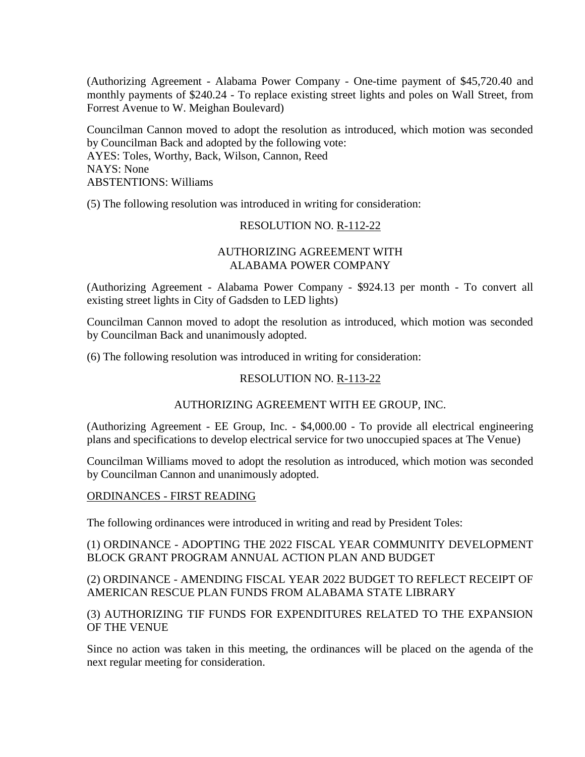(Authorizing Agreement - Alabama Power Company - One-time payment of $45,720.40 and monthly payments of $240.24 - To replace existing street lights and poles on Wall Street, from Forrest Avenue to W. Meighan Boulevard)

Councilman Cannon moved to adopt the resolution as introduced, which motion was seconded by Councilman Back and adopted by the following vote:
AYES: Toles, Worthy, Back, Wilson, Cannon, Reed
NAYS: None
ABSTENTIONS: Williams

(5) The following resolution was introduced in writing for consideration:

RESOLUTION NO. R-112-22

AUTHORIZING AGREEMENT WITH ALABAMA POWER COMPANY

(Authorizing Agreement - Alabama Power Company - $924.13 per month - To convert all existing street lights in City of Gadsden to LED lights)

Councilman Cannon moved to adopt the resolution as introduced, which motion was seconded by Councilman Back and unanimously adopted.

(6) The following resolution was introduced in writing for consideration:

RESOLUTION NO. R-113-22

AUTHORIZING AGREEMENT WITH EE GROUP, INC.

(Authorizing Agreement - EE Group, Inc. - $4,000.00 - To provide all electrical engineering plans and specifications to develop electrical service for two unoccupied spaces at The Venue)

Councilman Williams moved to adopt the resolution as introduced, which motion was seconded by Councilman Cannon and unanimously adopted.

ORDINANCES - FIRST READING

The following ordinances were introduced in writing and read by President Toles:

(1) ORDINANCE - ADOPTING THE 2022 FISCAL YEAR COMMUNITY DEVELOPMENT BLOCK GRANT PROGRAM ANNUAL ACTION PLAN AND BUDGET

(2) ORDINANCE - AMENDING FISCAL YEAR 2022 BUDGET TO REFLECT RECEIPT OF AMERICAN RESCUE PLAN FUNDS FROM ALABAMA STATE LIBRARY

(3) AUTHORIZING TIF FUNDS FOR EXPENDITURES RELATED TO THE EXPANSION OF THE VENUE

Since no action was taken in this meeting, the ordinances will be placed on the agenda of the next regular meeting for consideration.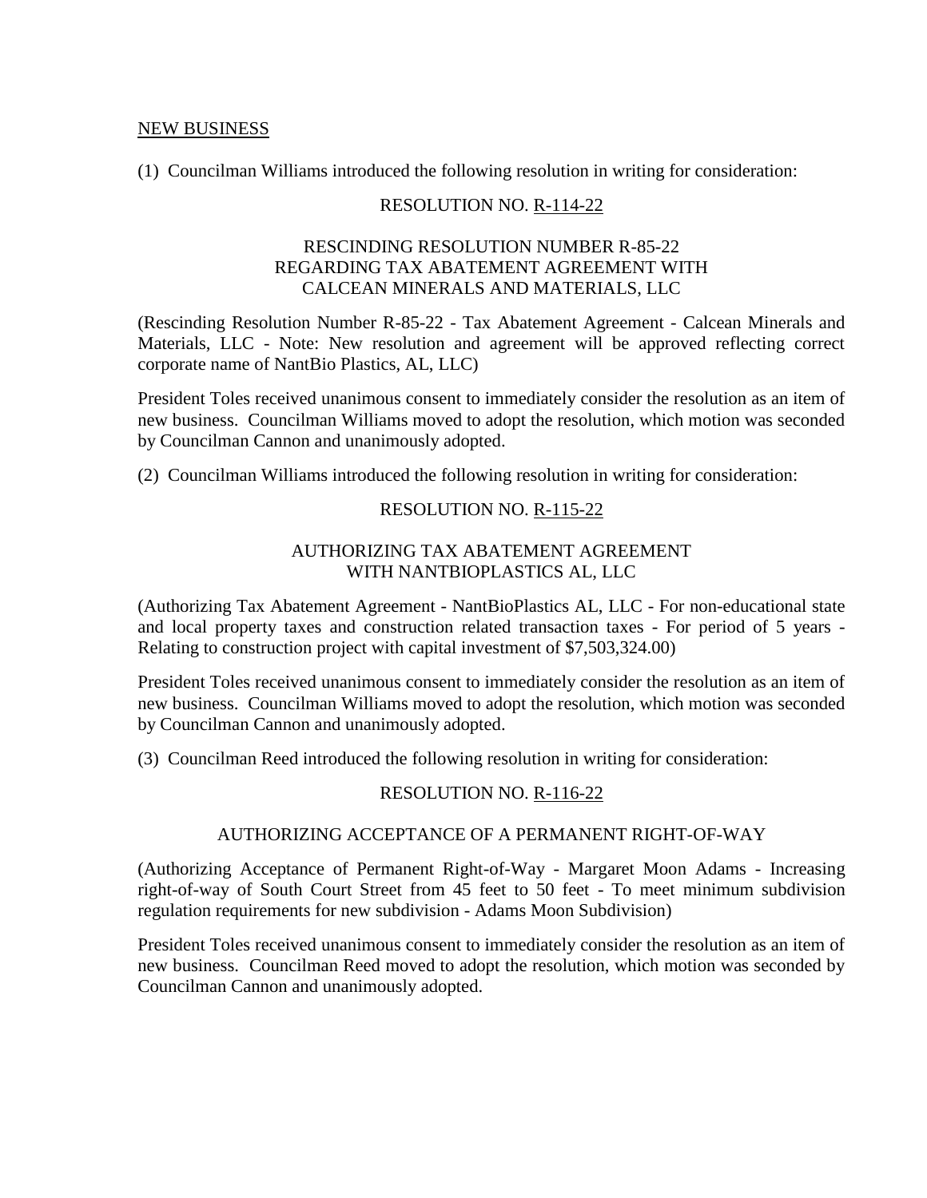<u>NEW BUSINESS</u>

(1) Councilman Williams introduced the following resolution in writing for consideration:

RESOLUTION NO. <u>R-114-22</u>

RESCINDING RESOLUTION NUMBER R-85-22
REGARDING TAX ABATEMENT AGREEMENT WITH
CALCEAN MINERALS AND MATERIALS, LLC

(Rescinding Resolution Number R-85-22 - Tax Abatement Agreement - Calcean Minerals and Materials, LLC - Note: New resolution and agreement will be approved reflecting correct corporate name of NantBio Plastics, AL, LLC)

President Toles received unanimous consent to immediately consider the resolution as an item of new business. Councilman Williams moved to adopt the resolution, which motion was seconded by Councilman Cannon and unanimously adopted.

(2) Councilman Williams introduced the following resolution in writing for consideration:

RESOLUTION NO. <u>R-115-22</u>

AUTHORIZING TAX ABATEMENT AGREEMENT
WITH NANTBIOPLASTICS AL, LLC

(Authorizing Tax Abatement Agreement - NantBioPlastics AL, LLC - For non-educational state and local property taxes and construction related transaction taxes - For period of 5 years - Relating to construction project with capital investment of $7,503,324.00)

President Toles received unanimous consent to immediately consider the resolution as an item of new business. Councilman Williams moved to adopt the resolution, which motion was seconded by Councilman Cannon and unanimously adopted.

(3) Councilman Reed introduced the following resolution in writing for consideration:

RESOLUTION NO. <u>R-116-22</u>

AUTHORIZING ACCEPTANCE OF A PERMANENT RIGHT-OF-WAY

(Authorizing Acceptance of Permanent Right-of-Way - Margaret Moon Adams - Increasing right-of-way of South Court Street from 45 feet to 50 feet - To meet minimum subdivision regulation requirements for new subdivision - Adams Moon Subdivision)

President Toles received unanimous consent to immediately consider the resolution as an item of new business. Councilman Reed moved to adopt the resolution, which motion was seconded by Councilman Cannon and unanimously adopted.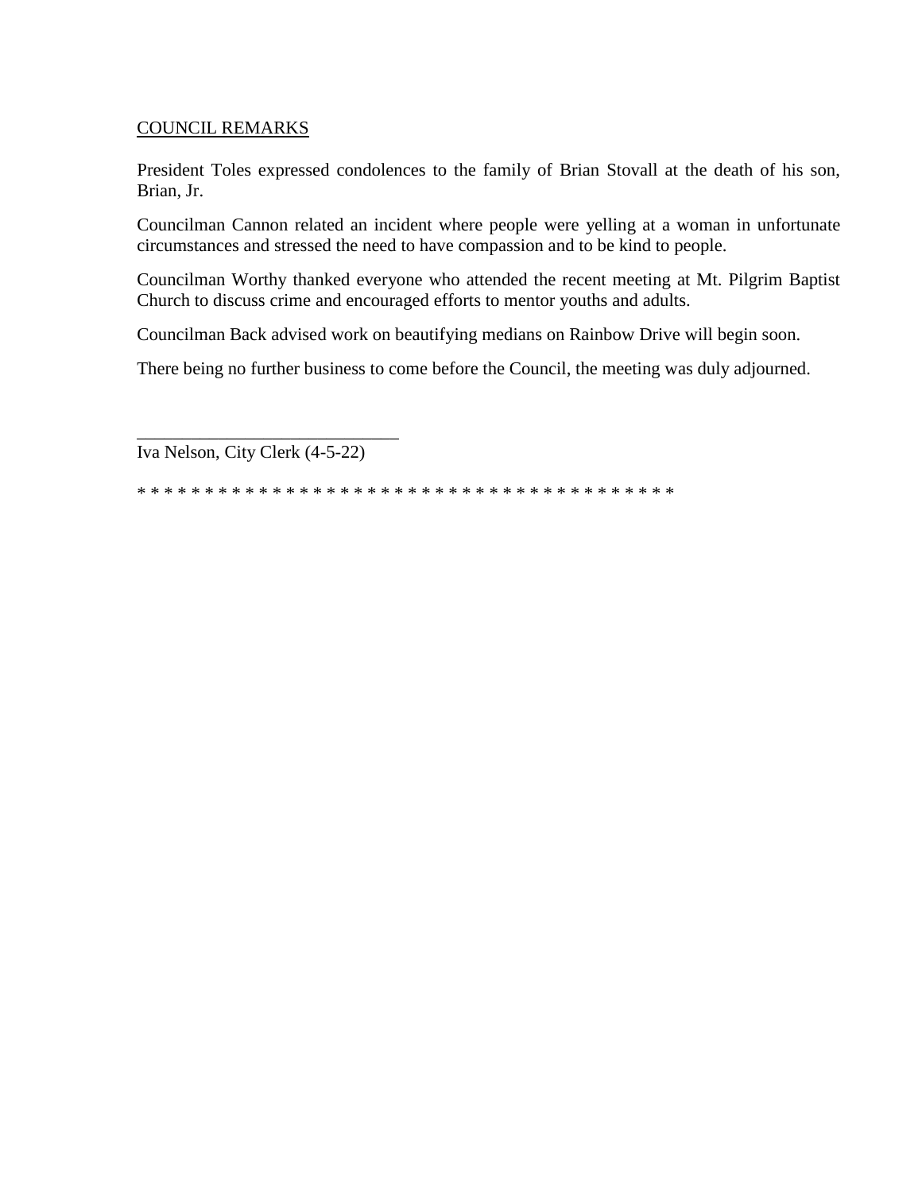COUNCIL REMARKS

President Toles expressed condolences to the family of Brian Stovall at the death of his son, Brian, Jr.

Councilman Cannon related an incident where people were yelling at a woman in unfortunate circumstances and stressed the need to have compassion and to be kind to people.

Councilman Worthy thanked everyone who attended the recent meeting at Mt. Pilgrim Baptist Church to discuss crime and encouraged efforts to mentor youths and adults.

Councilman Back advised work on beautifying medians on Rainbow Drive will begin soon.

There being no further business to come before the Council, the meeting was duly adjourned.

______________________________
Iva Nelson, City Clerk (4-5-22)

* * * * * * * * * * * * * * * * * * * * * * * * * * * * * * * * * * * * * * * * *